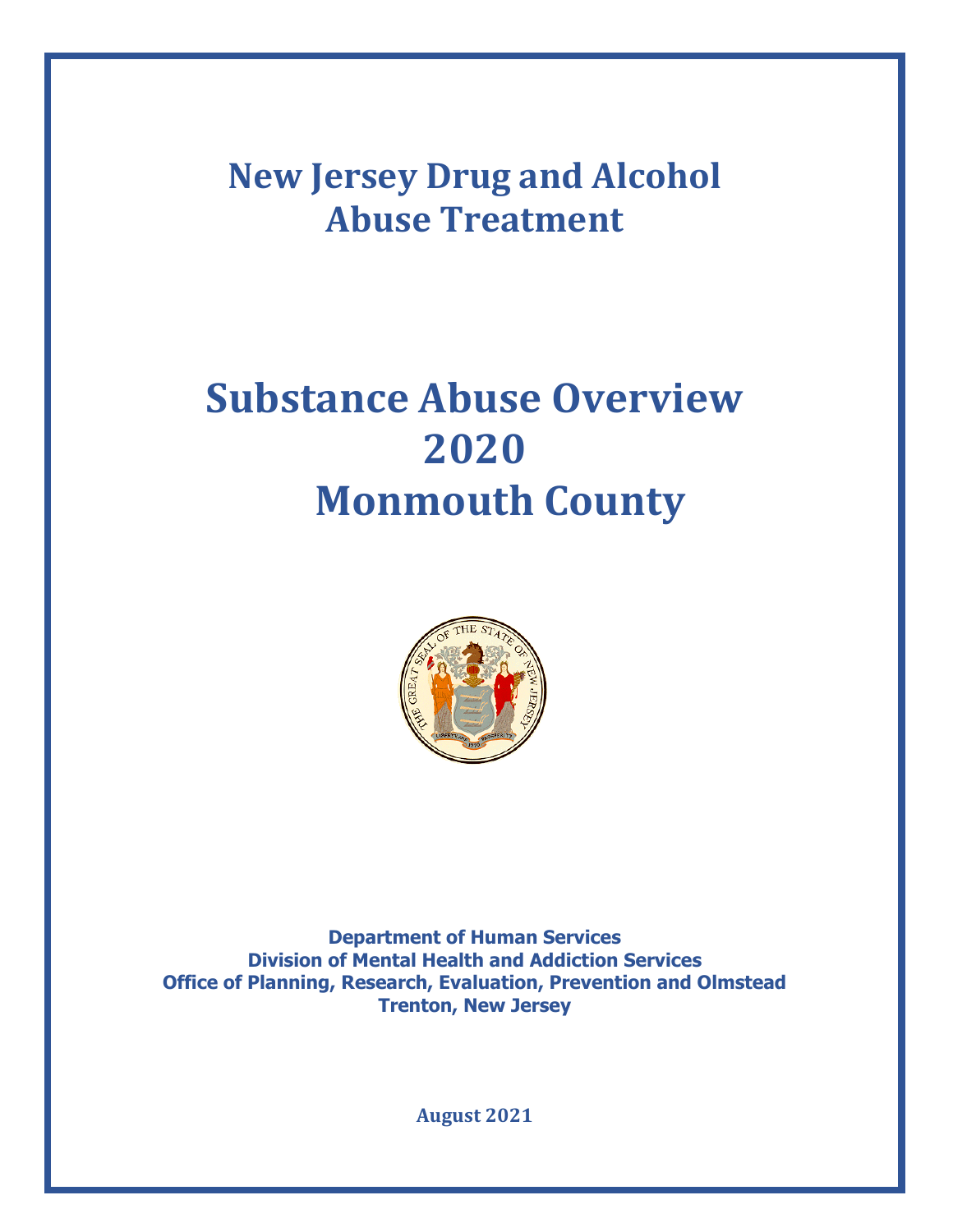# New Jersey Drug and Alcohol Abuse Treatment

# Substance Abuse Overview 2020 Monmouth County

**Department of Human Services**
**Division of Mental Health and Addiction Services**
**Office of Planning, Research, Evaluation, Prevention and Olmstead**
**Trenton, New Jersey**

**August 2021**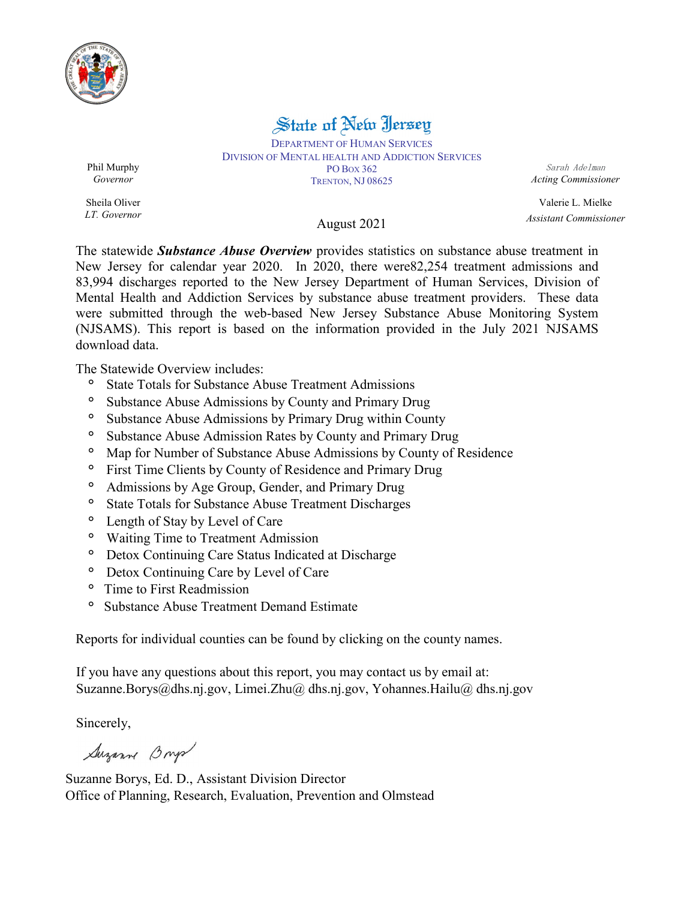State of New Jersey

DEPARTMENT OF HUMAN SERVICES
DIVISION OF MENTAL HEALTH AND ADDICTION SERVICES
PO BOX 362
TRENTON, NJ 08625

Phil Murphy
*Governor*

Sheila Oliver
*LT. Governor*

Sarah Adelman
*Acting Commissioner*

Valerie L. Mielke
*Assistant Commissioner*

August 2021

The statewide ***Substance Abuse Overview*** provides statistics on substance abuse treatment in New Jersey for calendar year 2020. In 2020, there were82,254 treatment admissions and 83,994 discharges reported to the New Jersey Department of Human Services, Division of Mental Health and Addiction Services by substance abuse treatment providers. These data were submitted through the web-based New Jersey Substance Abuse Monitoring System (NJSAMS). This report is based on the information provided in the July 2021 NJSAMS download data.

The Statewide Overview includes:

- State Totals for Substance Abuse Treatment Admissions
- Substance Abuse Admissions by County and Primary Drug
- Substance Abuse Admissions by Primary Drug within County
- Substance Abuse Admission Rates by County and Primary Drug
- Map for Number of Substance Abuse Admissions by County of Residence
- First Time Clients by County of Residence and Primary Drug
- Admissions by Age Group, Gender, and Primary Drug
- State Totals for Substance Abuse Treatment Discharges
- Length of Stay by Level of Care
- Waiting Time to Treatment Admission
- Detox Continuing Care Status Indicated at Discharge
- Detox Continuing Care by Level of Care
- Time to First Readmission
- Substance Abuse Treatment Demand Estimate

Reports for individual counties can be found by clicking on the county names.

If you have any questions about this report, you may contact us by email at:
Suzanne.Borys@dhs.nj.gov, Limei.Zhu@ dhs.nj.gov, Yohannes.Hailu@ dhs.nj.gov

Sincerely,

Suzanne Borys

Suzanne Borys, Ed. D., Assistant Division Director
Office of Planning, Research, Evaluation, Prevention and Olmstead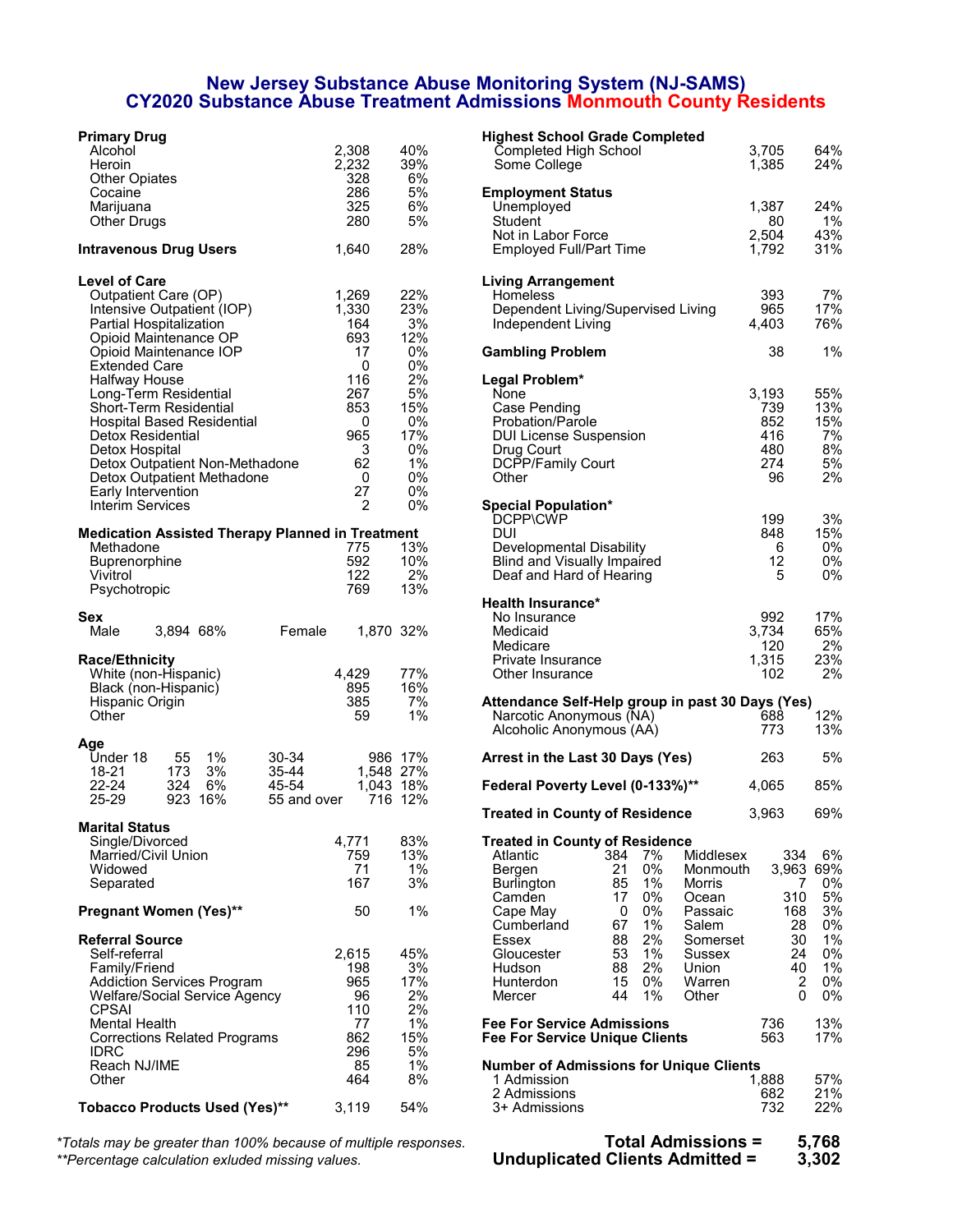# New Jersey Substance Abuse Monitoring System (NJ-SAMS)
## CY2020 Substance Abuse Treatment Admissions Monmouth County Residents

**Primary Drug**

| | | |
|---|---|---|
| Alcohol | 2,308 | 40% |
| Heroin | 2,232 | 39% |
| Other Opiates | 328 | 6% |
| Cocaine | 286 | 5% |
| Marijuana | 325 | 6% |
| Other Drugs | 280 | 5% |

**Intravenous Drug Users** 1,640 28%

**Level of Care**

| | | |
|---|---|---|
| Outpatient Care (OP) | 1,269 | 22% |
| Intensive Outpatient (IOP) | 1,330 | 23% |
| Partial Hospitalization | 164 | 3% |
| Opioid Maintenance OP | 693 | 12% |
| Opioid Maintenance IOP | 17 | 0% |
| Extended Care | 0 | 0% |
| Halfway House | 116 | 2% |
| Long-Term Residential | 267 | 5% |
| Short-Term Residential | 853 | 15% |
| Hospital Based Residential | 0 | 0% |
| Detox Residential | 965 | 17% |
| Detox Hospital | 3 | 0% |
| Detox Outpatient Non-Methadone | 62 | 1% |
| Detox Outpatient Methadone | 0 | 0% |
| Early Intervention | 27 | 0% |
| Interim Services | 2 | 0% |

**Medication Assisted Therapy Planned in Treatment**

| | | |
|---|---|---|
| Methadone | 775 | 13% |
| Buprenorphine | 592 | 10% |
| Vivitrol | 122 | 2% |
| Psychotropic | 769 | 13% |

**Sex**

| | | | | | |
|---|---|---|---|---|---|
| Male | 3,894 | 68% | Female | 1,870 | 32% |

**Race/Ethnicity**

| | | |
|---|---|---|
| White (non-Hispanic) | 4,429 | 77% |
| Black (non-Hispanic) | 895 | 16% |
| Hispanic Origin | 385 | 7% |
| Other | 59 | 1% |

**Age**

| | | | | | |
|---|---|---|---|---|---|
| Under 18 | 55 | 1% | 30-34 | 986 | 17% |
| 18-21 | 173 | 3% | 35-44 | 1,548 | 27% |
| 22-24 | 324 | 6% | 45-54 | 1,043 | 18% |
| 25-29 | 923 | 16% | 55 and over | 716 | 12% |

**Marital Status**

| | | |
|---|---|---|
| Single/Divorced | 4,771 | 83% |
| Married/Civil Union | 759 | 13% |
| Widowed | 71 | 1% |
| Separated | 167 | 3% |

**Pregnant Women (Yes)**\*\* 50 1%

**Referral Source**

| | | |
|---|---|---|
| Self-referral | 2,615 | 45% |
| Family/Friend | 198 | 3% |
| Addiction Services Program | 965 | 17% |
| Welfare/Social Service Agency | 96 | 2% |
| CPSAI | 110 | 2% |
| Mental Health | 77 | 1% |
| Corrections Related Programs | 862 | 15% |
| IDRC | 296 | 5% |
| Reach NJ/IME | 85 | 1% |
| Other | 464 | 8% |

**Tobacco Products Used (Yes)**\*\* 3,119 54%

**Highest School Grade Completed**

| | | |
|---|---|---|
| Completed High School | 3,705 | 64% |
| Some College | 1,385 | 24% |

**Employment Status**

| | | |
|---|---|---|
| Unemployed | 1,387 | 24% |
| Student | 80 | 1% |
| Not in Labor Force | 2,504 | 43% |
| Employed Full/Part Time | 1,792 | 31% |

**Living Arrangement**

| | | |
|---|---|---|
| Homeless | 393 | 7% |
| Dependent Living/Supervised Living | 965 | 17% |
| Independent Living | 4,403 | 76% |

**Gambling Problem** 38 1%

**Legal Problem***

| | | |
|---|---|---|
| None | 3,193 | 55% |
| Case Pending | 739 | 13% |
| Probation/Parole | 852 | 15% |
| DUI License Suspension | 416 | 7% |
| Drug Court | 480 | 8% |
| DCPP/Family Court | 274 | 5% |
| Other | 96 | 2% |

**Special Population***

| | | |
|---|---|---|
| DCPP\CWP | 199 | 3% |
| DUI | 848 | 15% |
| Developmental Disability | 6 | 0% |
| Blind and Visually Impaired | 12 | 0% |
| Deaf and Hard of Hearing | 5 | 0% |

**Health Insurance***

| | | |
|---|---|---|
| No Insurance | 992 | 17% |
| Medicaid | 3,734 | 65% |
| Medicare | 120 | 2% |
| Private Insurance | 1,315 | 23% |
| Other Insurance | 102 | 2% |

**Attendance Self-Help group in past 30 Days (Yes)**

| | | |
|---|---|---|
| Narcotic Anonymous (NA) | 688 | 12% |
| Alcoholic Anonymous (AA) | 773 | 13% |

**Arrest in the Last 30 Days (Yes)** 263 5%

**Federal Poverty Level (0-133%)**\*\* 4,065 85%

**Treated in County of Residence** 3,963 69%

**Treated in County of Residence**

| | | | | | |
|---|---|---|---|---|---|
| Atlantic | 384 | 7% | Middlesex | 334 | 6% |
| Bergen | 21 | 0% | Monmouth | 3,963 | 69% |
| Burlington | 85 | 1% | Morris | 7 | 0% |
| Camden | 17 | 0% | Ocean | 310 | 5% |
| Cape May | 0 | 0% | Passaic | 168 | 3% |
| Cumberland | 67 | 1% | Salem | 28 | 0% |
| Essex | 88 | 2% | Somerset | 30 | 1% |
| Gloucester | 53 | 1% | Sussex | 24 | 0% |
| Hudson | 88 | 2% | Union | 40 | 1% |
| Hunterdon | 15 | 0% | Warren | 2 | 0% |
| Mercer | 44 | 1% | Other | 0 | 0% |

| | | |
|---|---|---|
| **Fee For Service Admissions** | 736 | 13% |
| **Fee For Service Unique Clients** | 563 | 17% |

**Number of Admissions for Unique Clients**

| | | |
|---|---|---|
| 1 Admission | 1,888 | 57% |
| 2 Admissions | 682 | 21% |
| 3+ Admissions | 732 | 22% |

**Total Admissions = 5,768**
**Unduplicated Clients Admitted = 3,302**

*\*Totals may be greater than 100% because of multiple responses.*
*\*\*Percentage calculation exluded missing values.*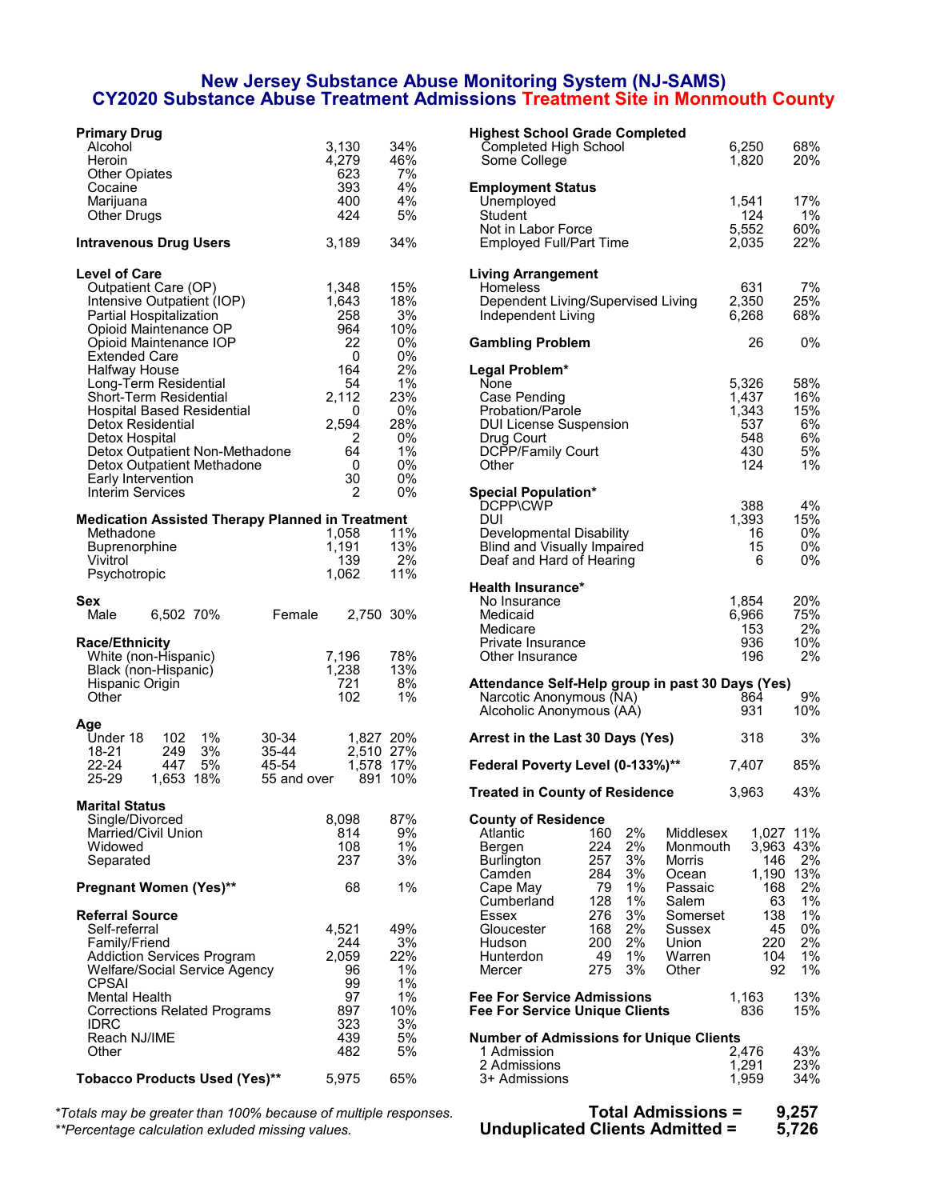# New Jersey Substance Abuse Monitoring System (NJ-SAMS)
## CY2020 Substance Abuse Treatment Admissions Treatment Site in Monmouth County

| Primary Drug | | |
|---|---|---|
| Alcohol | 3,130 | 34% |
| Heroin | 4,279 | 46% |
| Other Opiates | 623 | 7% |
| Cocaine | 393 | 4% |
| Marijuana | 400 | 4% |
| Other Drugs | 424 | 5% |
| **Intravenous Drug Users** | 3,189 | 34% |

| Level of Care | | |
|---|---|---|
| Outpatient Care (OP) | 1,348 | 15% |
| Intensive Outpatient (IOP) | 1,643 | 18% |
| Partial Hospitalization | 258 | 3% |
| Opioid Maintenance OP | 964 | 10% |
| Opioid Maintenance IOP | 22 | 0% |
| Extended Care | 0 | 0% |
| Halfway House | 164 | 2% |
| Long-Term Residential | 54 | 1% |
| Short-Term Residential | 2,112 | 23% |
| Hospital Based Residential | 0 | 0% |
| Detox Residential | 2,594 | 28% |
| Detox Hospital | 2 | 0% |
| Detox Outpatient Non-Methadone | 64 | 1% |
| Detox Outpatient Methadone | 0 | 0% |
| Early Intervention | 30 | 0% |
| Interim Services | 2 | 0% |

| Medication Assisted Therapy Planned in Treatment | | |
|---|---|---|
| Methadone | 1,058 | 11% |
| Buprenorphine | 1,191 | 13% |
| Vivitrol | 139 | 2% |
| Psychotropic | 1,062 | 11% |

| Sex | | | | | |
|---|---|---|---|---|---|
| Male | 6,502 | 70% | Female | 2,750 | 30% |

| Race/Ethnicity | | |
|---|---|---|
| White (non-Hispanic) | 7,196 | 78% |
| Black (non-Hispanic) | 1,238 | 13% |
| Hispanic Origin | 721 | 8% |
| Other | 102 | 1% |

| Age | | | | | |
|---|---|---|---|---|---|
| Under 18 | 102 | 1% | 30-34 | 1,827 | 20% |
| 18-21 | 249 | 3% | 35-44 | 2,510 | 27% |
| 22-24 | 447 | 5% | 45-54 | 1,578 | 17% |
| 25-29 | 1,653 | 18% | 55 and over | 891 | 10% |

| Marital Status | | |
|---|---|---|
| Single/Divorced | 8,098 | 87% |
| Married/Civil Union | 814 | 9% |
| Widowed | 108 | 1% |
| Separated | 237 | 3% |
| **Pregnant Women (Yes)**** | 68 | 1% |

| Referral Source | | |
|---|---|---|
| Self-referral | 4,521 | 49% |
| Family/Friend | 244 | 3% |
| Addiction Services Program | 2,059 | 22% |
| Welfare/Social Service Agency | 96 | 1% |
| CPSAI | 99 | 1% |
| Mental Health | 97 | 1% |
| Corrections Related Programs | 897 | 10% |
| IDRC | 323 | 3% |
| Reach NJ/IME | 439 | 5% |
| Other | 482 | 5% |
| **Tobacco Products Used (Yes)**** | 5,975 | 65% |

| Highest School Grade Completed | | |
|---|---|---|
| Completed High School | 6,250 | 68% |
| Some College | 1,820 | 20% |

| Employment Status | | |
|---|---|---|
| Unemployed | 1,541 | 17% |
| Student | 124 | 1% |
| Not in Labor Force | 5,552 | 60% |
| Employed Full/Part Time | 2,035 | 22% |

| Living Arrangement | | |
|---|---|---|
| Homeless | 631 | 7% |
| Dependent Living/Supervised Living | 2,350 | 25% |
| Independent Living | 6,268 | 68% |
| **Gambling Problem** | 26 | 0% |

| Legal Problem* | | |
|---|---|---|
| None | 5,326 | 58% |
| Case Pending | 1,437 | 16% |
| Probation/Parole | 1,343 | 15% |
| DUI License Suspension | 537 | 6% |
| Drug Court | 548 | 6% |
| DCPP/Family Court | 430 | 5% |
| Other | 124 | 1% |

| Special Population* | | |
|---|---|---|
| DCPP\CWP | 388 | 4% |
| DUI | 1,393 | 15% |
| Developmental Disability | 16 | 0% |
| Blind and Visually Impaired | 15 | 0% |
| Deaf and Hard of Hearing | 6 | 0% |

| Health Insurance* | | |
|---|---|---|
| No Insurance | 1,854 | 20% |
| Medicaid | 6,966 | 75% |
| Medicare | 153 | 2% |
| Private Insurance | 936 | 10% |
| Other Insurance | 196 | 2% |

| Attendance Self-Help group in past 30 Days (Yes) | | |
|---|---|---|
| Narcotic Anonymous (NA) | 864 | 9% |
| Alcoholic Anonymous (AA) | 931 | 10% |
| **Arrest in the Last 30 Days (Yes)** | 318 | 3% |
| **Federal Poverty Level (0-133%)**** | 7,407 | 85% |
| **Treated in County of Residence** | 3,963 | 43% |

| County of Residence | | | | | |
|---|---|---|---|---|---|
| Atlantic | 160 | 2% | Middlesex | 1,027 | 11% |
| Bergen | 224 | 2% | Monmouth | 3,963 | 43% |
| Burlington | 257 | 3% | Morris | 146 | 2% |
| Camden | 284 | 3% | Ocean | 1,190 | 13% |
| Cape May | 79 | 1% | Passaic | 168 | 2% |
| Cumberland | 128 | 1% | Salem | 63 | 1% |
| Essex | 276 | 3% | Somerset | 138 | 1% |
| Gloucester | 168 | 2% | Sussex | 45 | 0% |
| Hudson | 200 | 2% | Union | 220 | 2% |
| Hunterdon | 49 | 1% | Warren | 104 | 1% |
| Mercer | 275 | 3% | Other | 92 | 1% |

| | | |
|---|---|---|
| **Fee For Service Admissions** | 1,163 | 13% |
| **Fee For Service Unique Clients** | 836 | 15% |

| Number of Admissions for Unique Clients | | |
|---|---|---|
| 1 Admission | 2,476 | 43% |
| 2 Admissions | 1,291 | 23% |
| 3+ Admissions | 1,959 | 34% |

*Totals may be greater than 100% because of multiple responses.
**Percentage calculation exluded missing values.

**Total Admissions = 9,257**
**Unduplicated Clients Admitted = 5,726**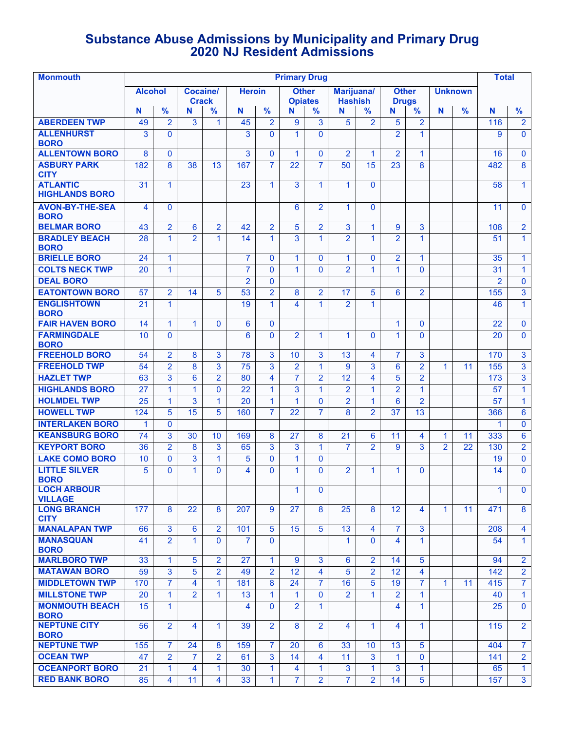# Substance Abuse Admissions by Municipality and Primary Drug
## 2020 NJ Resident Admissions

| Monmouth | Primary Drug | | | | | | | | | | | | | | Total | |
|---|---|---|---|---|---|---|---|---|---|---|---|---|---|---|---|---|
| | Alcohol | | Cocaine/ Crack | | Heroin | | Other Opiates | | Marijuana/ Hashish | | Other Drugs | | Unknown | | | |
| | N | % | N | % | N | % | N | % | N | % | N | % | N | % | N | % |
| ABERDEEN TWP | 49 | 2 | 3 | 1 | 45 | 2 | 9 | 3 | 5 | 2 | 5 | 2 | | | 116 | 2 |
| ALLENHURST BORO | 3 | 0 | | | 3 | 0 | 1 | 0 | | | 2 | 1 | | | 9 | 0 |
| ALLENTOWN BORO | 8 | 0 | | | 3 | 0 | 1 | 0 | 2 | 1 | 2 | 1 | | | 16 | 0 |
| ASBURY PARK CITY | 182 | 8 | 38 | 13 | 167 | 7 | 22 | 7 | 50 | 15 | 23 | 8 | | | 482 | 8 |
| ATLANTIC HIGHLANDS BORO | 31 | 1 | | | 23 | 1 | 3 | 1 | 1 | 0 | | | | | 58 | 1 |
| AVON-BY-THE-SEA BORO | 4 | 0 | | | | | 6 | 2 | 1 | 0 | | | | | 11 | 0 |
| BELMAR BORO | 43 | 2 | 6 | 2 | 42 | 2 | 5 | 2 | 3 | 1 | 9 | 3 | | | 108 | 2 |
| BRADLEY BEACH BORO | 28 | 1 | 2 | 1 | 14 | 1 | 3 | 1 | 2 | 1 | 2 | 1 | | | 51 | 1 |
| BRIELLE BORO | 24 | 1 | | | 7 | 0 | 1 | 0 | 1 | 0 | 2 | 1 | | | 35 | 1 |
| COLTS NECK TWP | 20 | 1 | | | 7 | 0 | 1 | 0 | 2 | 1 | 1 | 0 | | | 31 | 1 |
| DEAL BORO | | | | | 2 | 0 | | | | | | | | | 2 | 0 |
| EATONTOWN BORO | 57 | 2 | 14 | 5 | 53 | 2 | 8 | 2 | 17 | 5 | 6 | 2 | | | 155 | 3 |
| ENGLISHTOWN BORO | 21 | 1 | | | 19 | 1 | 4 | 1 | 2 | 1 | | | | | 46 | 1 |
| FAIR HAVEN BORO | 14 | 1 | 1 | 0 | 6 | 0 | | | | | 1 | 0 | | | 22 | 0 |
| FARMINGDALE BORO | 10 | 0 | | | 6 | 0 | 2 | 1 | 1 | 0 | 1 | 0 | | | 20 | 0 |
| FREEHOLD BORO | 54 | 2 | 8 | 3 | 78 | 3 | 10 | 3 | 13 | 4 | 7 | 3 | | | 170 | 3 |
| FREEHOLD TWP | 54 | 2 | 8 | 3 | 75 | 3 | 2 | 1 | 9 | 3 | 6 | 2 | 1 | 11 | 155 | 3 |
| HAZLET TWP | 63 | 3 | 6 | 2 | 80 | 4 | 7 | 2 | 12 | 4 | 5 | 2 | | | 173 | 3 |
| HIGHLANDS BORO | 27 | 1 | 1 | 0 | 22 | 1 | 3 | 1 | 2 | 1 | 2 | 1 | | | 57 | 1 |
| HOLMDEL TWP | 25 | 1 | 3 | 1 | 20 | 1 | 1 | 0 | 2 | 1 | 6 | 2 | | | 57 | 1 |
| HOWELL TWP | 124 | 5 | 15 | 5 | 160 | 7 | 22 | 7 | 8 | 2 | 37 | 13 | | | 366 | 6 |
| INTERLAKEN BORO | 1 | 0 | | | | | | | | | | | | | 1 | 0 |
| KEANSBURG BORO | 74 | 3 | 30 | 10 | 169 | 8 | 27 | 8 | 21 | 6 | 11 | 4 | 1 | 11 | 333 | 6 |
| KEYPORT BORO | 36 | 2 | 8 | 3 | 65 | 3 | 3 | 1 | 7 | 2 | 9 | 3 | 2 | 22 | 130 | 2 |
| LAKE COMO BORO | 10 | 0 | 3 | 1 | 5 | 0 | 1 | 0 | | | | | | | 19 | 0 |
| LITTLE SILVER BORO | 5 | 0 | 1 | 0 | 4 | 0 | 1 | 0 | 2 | 1 | 1 | 0 | | | 14 | 0 |
| LOCH ARBOUR VILLAGE | | | | | | | 1 | 0 | | | | | | | 1 | 0 |
| LONG BRANCH CITY | 177 | 8 | 22 | 8 | 207 | 9 | 27 | 8 | 25 | 8 | 12 | 4 | 1 | 11 | 471 | 8 |
| MANALAPAN TWP | 66 | 3 | 6 | 2 | 101 | 5 | 15 | 5 | 13 | 4 | 7 | 3 | | | 208 | 4 |
| MANASQUAN BORO | 41 | 2 | 1 | 0 | 7 | 0 | | | 1 | 0 | 4 | 1 | | | 54 | 1 |
| MARLBORO TWP | 33 | 1 | 5 | 2 | 27 | 1 | 9 | 3 | 6 | 2 | 14 | 5 | | | 94 | 2 |
| MATAWAN BORO | 59 | 3 | 5 | 2 | 49 | 2 | 12 | 4 | 5 | 2 | 12 | 4 | | | 142 | 2 |
| MIDDLETOWN TWP | 170 | 7 | 4 | 1 | 181 | 8 | 24 | 7 | 16 | 5 | 19 | 7 | 1 | 11 | 415 | 7 |
| MILLSTONE TWP | 20 | 1 | 2 | 1 | 13 | 1 | 1 | 0 | 2 | 1 | 2 | 1 | | | 40 | 1 |
| MONMOUTH BEACH BORO | 15 | 1 | | | 4 | 0 | 2 | 1 | | | 4 | 1 | | | 25 | 0 |
| NEPTUNE CITY BORO | 56 | 2 | 4 | 1 | 39 | 2 | 8 | 2 | 4 | 1 | 4 | 1 | | | 115 | 2 |
| NEPTUNE TWP | 155 | 7 | 24 | 8 | 159 | 7 | 20 | 6 | 33 | 10 | 13 | 5 | | | 404 | 7 |
| OCEAN TWP | 47 | 2 | 7 | 2 | 61 | 3 | 14 | 4 | 11 | 3 | 1 | 0 | | | 141 | 2 |
| OCEANPORT BORO | 21 | 1 | 4 | 1 | 30 | 1 | 4 | 1 | 3 | 1 | 3 | 1 | | | 65 | 1 |
| RED BANK BORO | 85 | 4 | 11 | 4 | 33 | 1 | 7 | 2 | 7 | 2 | 14 | 5 | | | 157 | 3 |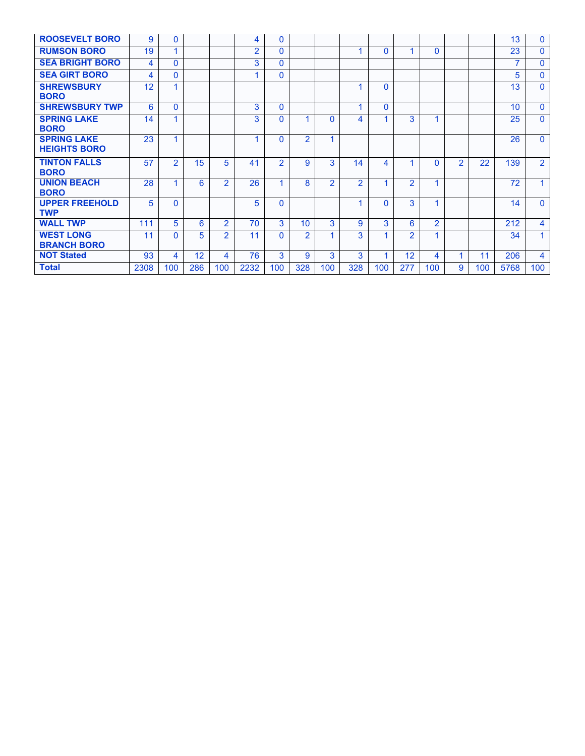| | | | | | | | | | | | | | | | | |
|---|---|---|---|---|---|---|---|---|---|---|---|---|---|---|---|---|
| **ROOSEVELT BORO** | 9 | 0 | | | 4 | 0 | | | | | | | | | 13 | 0 |
| **RUMSON BORO** | 19 | 1 | | | 2 | 0 | | | 1 | 0 | 1 | 0 | | | 23 | 0 |
| **SEA BRIGHT BORO** | 4 | 0 | | | 3 | 0 | | | | | | | | | 7 | 0 |
| **SEA GIRT BORO** | 4 | 0 | | | 1 | 0 | | | | | | | | | 5 | 0 |
| **SHREWSBURY BORO** | 12 | 1 | | | | | | | 1 | 0 | | | | | 13 | 0 |
| **SHREWSBURY TWP** | 6 | 0 | | | 3 | 0 | | | 1 | 0 | | | | | 10 | 0 |
| **SPRING LAKE BORO** | 14 | 1 | | | 3 | 0 | 1 | 0 | 4 | 1 | 3 | 1 | | | 25 | 0 |
| **SPRING LAKE HEIGHTS BORO** | 23 | 1 | | | 1 | 0 | 2 | 1 | | | | | | | 26 | 0 |
| **TINTON FALLS BORO** | 57 | 2 | 15 | 5 | 41 | 2 | 9 | 3 | 14 | 4 | 1 | 0 | 2 | 22 | 139 | 2 |
| **UNION BEACH BORO** | 28 | 1 | 6 | 2 | 26 | 1 | 8 | 2 | 2 | 1 | 2 | 1 | | | 72 | 1 |
| **UPPER FREEHOLD TWP** | 5 | 0 | | | 5 | 0 | | | 1 | 0 | 3 | 1 | | | 14 | 0 |
| **WALL TWP** | 111 | 5 | 6 | 2 | 70 | 3 | 10 | 3 | 9 | 3 | 6 | 2 | | | 212 | 4 |
| **WEST LONG BRANCH BORO** | 11 | 0 | 5 | 2 | 11 | 0 | 2 | 1 | 3 | 1 | 2 | 1 | | | 34 | 1 |
| **NOT Stated** | 93 | 4 | 12 | 4 | 76 | 3 | 9 | 3 | 3 | 1 | 12 | 4 | 1 | 11 | 206 | 4 |
| **Total** | 2308 | 100 | 286 | 100 | 2232 | 100 | 328 | 100 | 328 | 100 | 277 | 100 | 9 | 100 | 5768 | 100 |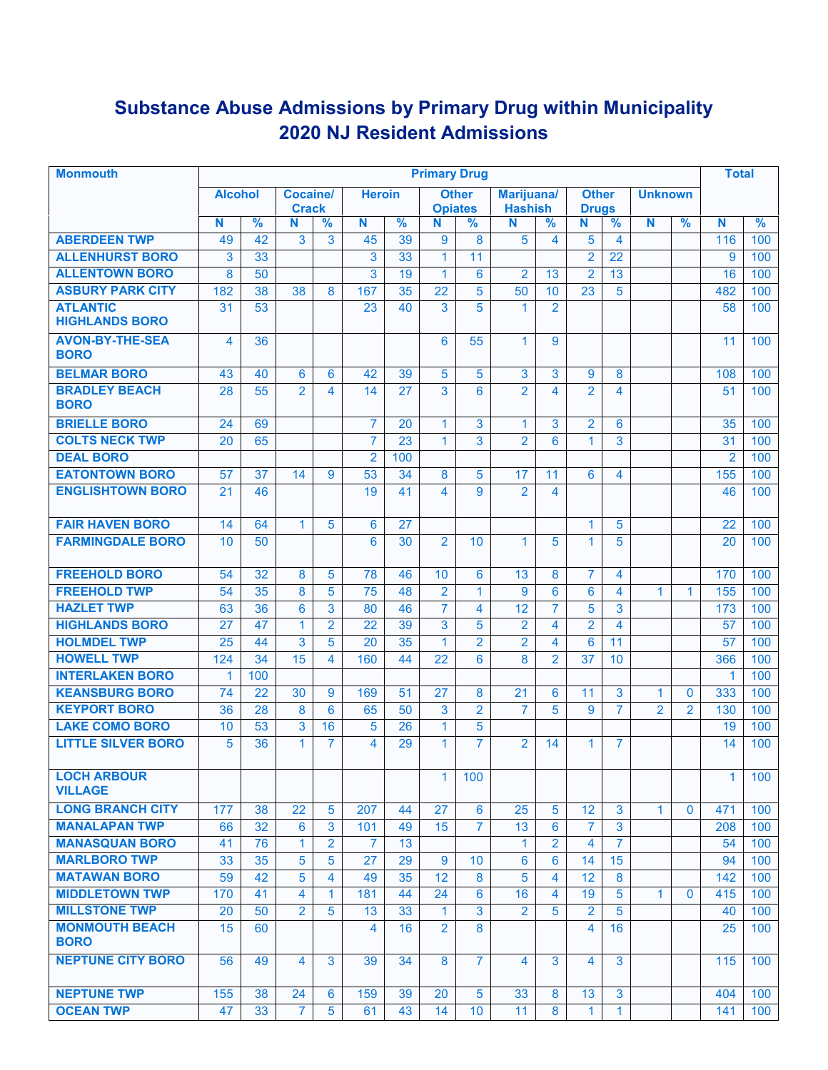# Substance Abuse Admissions by Primary Drug within Municipality
# 2020 NJ Resident Admissions

| Monmouth | Primary Drug | | | | | | | | | | | | | | Total | |
|---|---|---|---|---|---|---|---|---|---|---|---|---|---|---|---|---|
| | Alcohol | | Cocaine/ Crack | | Heroin | | Other Opiates | | Marijuana/ Hashish | | Other Drugs | | Unknown | | | |
| | N | % | N | % | N | % | N | % | N | % | N | % | N | % | N | % |
| ABERDEEN TWP | 49 | 42 | 3 | 3 | 45 | 39 | 9 | 8 | 5 | 4 | 5 | 4 | | | 116 | 100 |
| ALLENHURST BORO | 3 | 33 | | | 3 | 33 | 1 | 11 | | | 2 | 22 | | | 9 | 100 |
| ALLENTOWN BORO | 8 | 50 | | | 3 | 19 | 1 | 6 | 2 | 13 | 2 | 13 | | | 16 | 100 |
| ASBURY PARK CITY | 182 | 38 | 38 | 8 | 167 | 35 | 22 | 5 | 50 | 10 | 23 | 5 | | | 482 | 100 |
| ATLANTIC HIGHLANDS BORO | 31 | 53 | | | 23 | 40 | 3 | 5 | 1 | 2 | | | | | 58 | 100 |
| AVON-BY-THE-SEA BORO | 4 | 36 | | | | | 6 | 55 | 1 | 9 | | | | | 11 | 100 |
| BELMAR BORO | 43 | 40 | 6 | 6 | 42 | 39 | 5 | 5 | 3 | 3 | 9 | 8 | | | 108 | 100 |
| BRADLEY BEACH BORO | 28 | 55 | 2 | 4 | 14 | 27 | 3 | 6 | 2 | 4 | 2 | 4 | | | 51 | 100 |
| BRIELLE BORO | 24 | 69 | | | 7 | 20 | 1 | 3 | 1 | 3 | 2 | 6 | | | 35 | 100 |
| COLTS NECK TWP | 20 | 65 | | | 7 | 23 | 1 | 3 | 2 | 6 | 1 | 3 | | | 31 | 100 |
| DEAL BORO | | | | | 2 | 100 | | | | | | | | | 2 | 100 |
| EATONTOWN BORO | 57 | 37 | 14 | 9 | 53 | 34 | 8 | 5 | 17 | 11 | 6 | 4 | | | 155 | 100 |
| ENGLISHTOWN BORO | 21 | 46 | | | 19 | 41 | 4 | 9 | 2 | 4 | | | | | 46 | 100 |
| FAIR HAVEN BORO | 14 | 64 | 1 | 5 | 6 | 27 | | | | | 1 | 5 | | | 22 | 100 |
| FARMINGDALE BORO | 10 | 50 | | | 6 | 30 | 2 | 10 | 1 | 5 | 1 | 5 | | | 20 | 100 |
| FREEHOLD BORO | 54 | 32 | 8 | 5 | 78 | 46 | 10 | 6 | 13 | 8 | 7 | 4 | | | 170 | 100 |
| FREEHOLD TWP | 54 | 35 | 8 | 5 | 75 | 48 | 2 | 1 | 9 | 6 | 6 | 4 | 1 | 1 | 155 | 100 |
| HAZLET TWP | 63 | 36 | 6 | 3 | 80 | 46 | 7 | 4 | 12 | 7 | 5 | 3 | | | 173 | 100 |
| HIGHLANDS BORO | 27 | 47 | 1 | 2 | 22 | 39 | 3 | 5 | 2 | 4 | 2 | 4 | | | 57 | 100 |
| HOLMDEL TWP | 25 | 44 | 3 | 5 | 20 | 35 | 1 | 2 | 2 | 4 | 6 | 11 | | | 57 | 100 |
| HOWELL TWP | 124 | 34 | 15 | 4 | 160 | 44 | 22 | 6 | 8 | 2 | 37 | 10 | | | 366 | 100 |
| INTERLAKEN BORO | 1 | 100 | | | | | | | | | | | | | 1 | 100 |
| KEANSBURG BORO | 74 | 22 | 30 | 9 | 169 | 51 | 27 | 8 | 21 | 6 | 11 | 3 | 1 | 0 | 333 | 100 |
| KEYPORT BORO | 36 | 28 | 8 | 6 | 65 | 50 | 3 | 2 | 7 | 5 | 9 | 7 | 2 | 2 | 130 | 100 |
| LAKE COMO BORO | 10 | 53 | 3 | 16 | 5 | 26 | 1 | 5 | | | | | | | 19 | 100 |
| LITTLE SILVER BORO | 5 | 36 | 1 | 7 | 4 | 29 | 1 | 7 | 2 | 14 | 1 | 7 | | | 14 | 100 |
| LOCH ARBOUR VILLAGE | | | | | | | 1 | 100 | | | | | | | 1 | 100 |
| LONG BRANCH CITY | 177 | 38 | 22 | 5 | 207 | 44 | 27 | 6 | 25 | 5 | 12 | 3 | 1 | 0 | 471 | 100 |
| MANALAPAN TWP | 66 | 32 | 6 | 3 | 101 | 49 | 15 | 7 | 13 | 6 | 7 | 3 | | | 208 | 100 |
| MANASQUAN BORO | 41 | 76 | 1 | 2 | 7 | 13 | | | 1 | 2 | 4 | 7 | | | 54 | 100 |
| MARLBORO TWP | 33 | 35 | 5 | 5 | 27 | 29 | 9 | 10 | 6 | 6 | 14 | 15 | | | 94 | 100 |
| MATAWAN BORO | 59 | 42 | 5 | 4 | 49 | 35 | 12 | 8 | 5 | 4 | 12 | 8 | | | 142 | 100 |
| MIDDLETOWN TWP | 170 | 41 | 4 | 1 | 181 | 44 | 24 | 6 | 16 | 4 | 19 | 5 | 1 | 0 | 415 | 100 |
| MILLSTONE TWP | 20 | 50 | 2 | 5 | 13 | 33 | 1 | 3 | 2 | 5 | 2 | 5 | | | 40 | 100 |
| MONMOUTH BEACH BORO | 15 | 60 | | | 4 | 16 | 2 | 8 | | | 4 | 16 | | | 25 | 100 |
| NEPTUNE CITY BORO | 56 | 49 | 4 | 3 | 39 | 34 | 8 | 7 | 4 | 3 | 4 | 3 | | | 115 | 100 |
| NEPTUNE TWP | 155 | 38 | 24 | 6 | 159 | 39 | 20 | 5 | 33 | 8 | 13 | 3 | | | 404 | 100 |
| OCEAN TWP | 47 | 33 | 7 | 5 | 61 | 43 | 14 | 10 | 11 | 8 | 1 | 1 | | | 141 | 100 |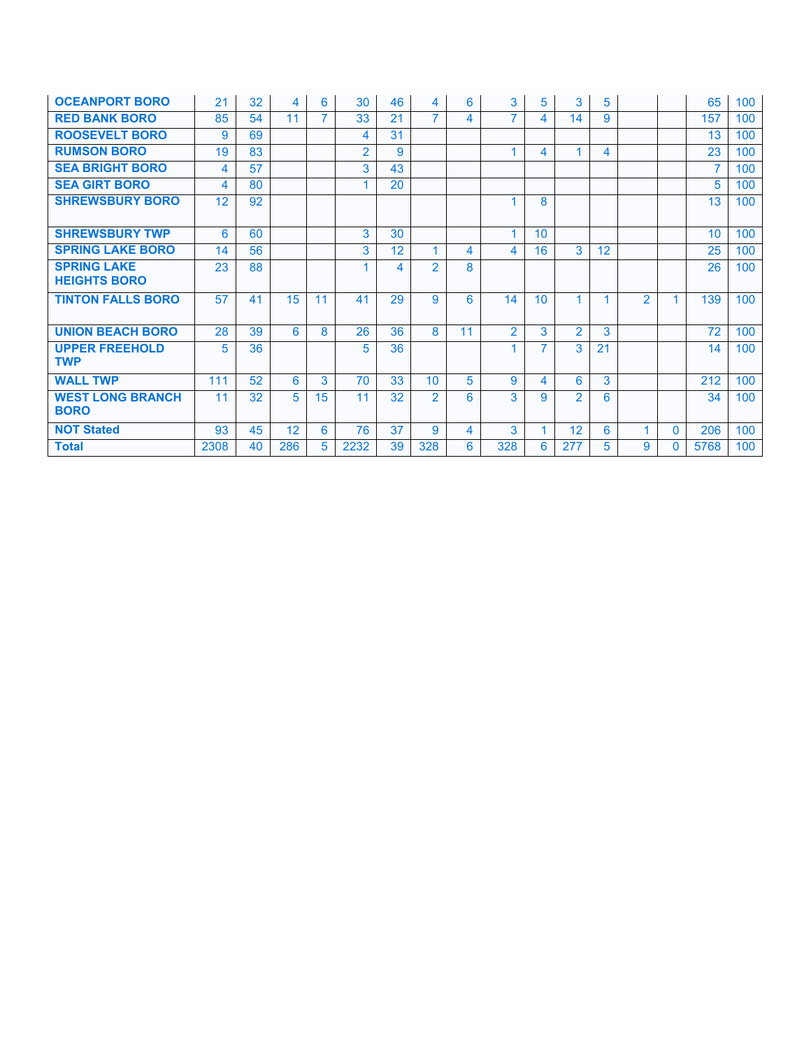| | | | | | | | | | | | | | | | | |
|---|---|---|---|---|---|---|---|---|---|---|---|---|---|---|---|---|
| **OCEANPORT BORO** | 21 | 32 | 4 | 6 | 30 | 46 | 4 | 6 | 3 | 5 | 3 | 5 | | | 65 | 100 |
| **RED BANK BORO** | 85 | 54 | 11 | 7 | 33 | 21 | 7 | 4 | 7 | 4 | 14 | 9 | | | 157 | 100 |
| **ROOSEVELT BORO** | 9 | 69 | | | 4 | 31 | | | | | | | | | 13 | 100 |
| **RUMSON BORO** | 19 | 83 | | | 2 | 9 | | | 1 | 4 | 1 | 4 | | | 23 | 100 |
| **SEA BRIGHT BORO** | 4 | 57 | | | 3 | 43 | | | | | | | | | 7 | 100 |
| **SEA GIRT BORO** | 4 | 80 | | | 1 | 20 | | | | | | | | | 5 | 100 |
| **SHREWSBURY BORO** | 12 | 92 | | | | | | | 1 | 8 | | | | | 13 | 100 |
| **SHREWSBURY TWP** | 6 | 60 | | | 3 | 30 | | | 1 | 10 | | | | | 10 | 100 |
| **SPRING LAKE BORO** | 14 | 56 | | | 3 | 12 | 1 | 4 | 4 | 16 | 3 | 12 | | | 25 | 100 |
| **SPRING LAKE HEIGHTS BORO** | 23 | 88 | | | 1 | 4 | 2 | 8 | | | | | | | 26 | 100 |
| **TINTON FALLS BORO** | 57 | 41 | 15 | 11 | 41 | 29 | 9 | 6 | 14 | 10 | 1 | 1 | 2 | 1 | 139 | 100 |
| **UNION BEACH BORO** | 28 | 39 | 6 | 8 | 26 | 36 | 8 | 11 | 2 | 3 | 2 | 3 | | | 72 | 100 |
| **UPPER FREEHOLD TWP** | 5 | 36 | | | 5 | 36 | | | 1 | 7 | 3 | 21 | | | 14 | 100 |
| **WALL TWP** | 111 | 52 | 6 | 3 | 70 | 33 | 10 | 5 | 9 | 4 | 6 | 3 | | | 212 | 100 |
| **WEST LONG BRANCH BORO** | 11 | 32 | 5 | 15 | 11 | 32 | 2 | 6 | 3 | 9 | 2 | 6 | | | 34 | 100 |
| **NOT Stated** | 93 | 45 | 12 | 6 | 76 | 37 | 9 | 4 | 3 | 1 | 12 | 6 | 1 | 0 | 206 | 100 |
| **Total** | 2308 | 40 | 286 | 5 | 2232 | 39 | 328 | 6 | 328 | 6 | 277 | 5 | 9 | 0 | 5768 | 100 |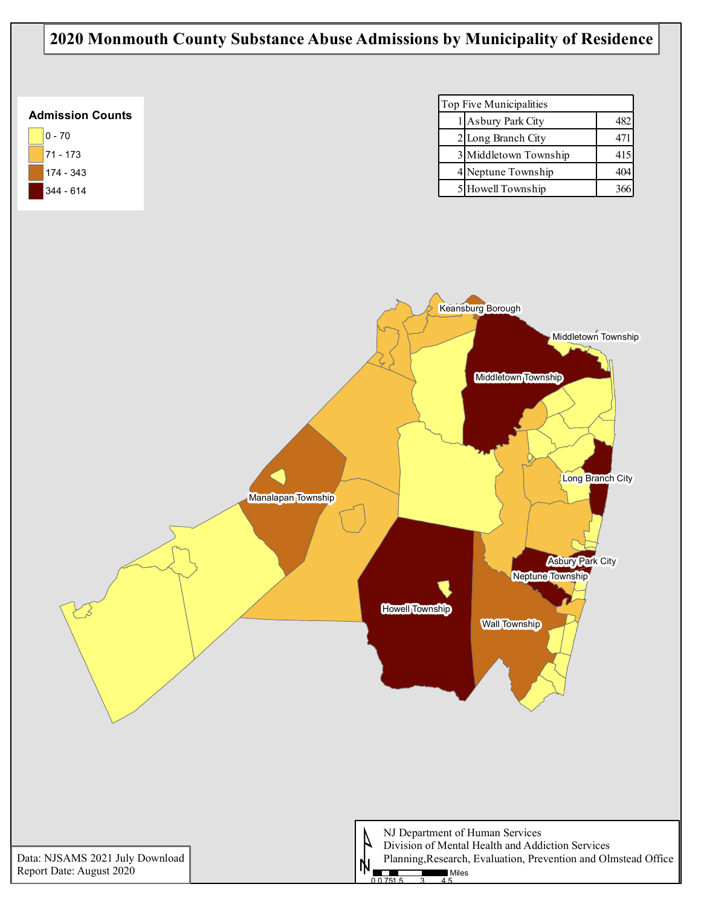# 2020 Monmouth County Substance Abuse Admissions by Municipality of Residence

**Admission Counts**

- 0 - 70
- 71 - 173
- 174 - 343
- 344 - 614

| Top Five Municipalities | | |
|---|---|---|
| 1 | Asbury Park City | 482 |
| 2 | Long Branch City | 471 |
| 3 | Middletown Township | 415 |
| 4 | Neptune Township | 404 |
| 5 | Howell Township | 366 |

Keansburg Borough

Middletown Township

Middletown Township

Long Branch City

Manalapan Township

Asbury Park City

Neptune Township

Howell Township

Wall Township

NJ Department of Human Services
Division of Mental Health and Addiction Services
Planning,Research, Evaluation, Prevention and Olmstead Office

0 0.75 1.5 3 4.5 Miles

Data: NJSAMS 2021 July Download
Report Date: August 2020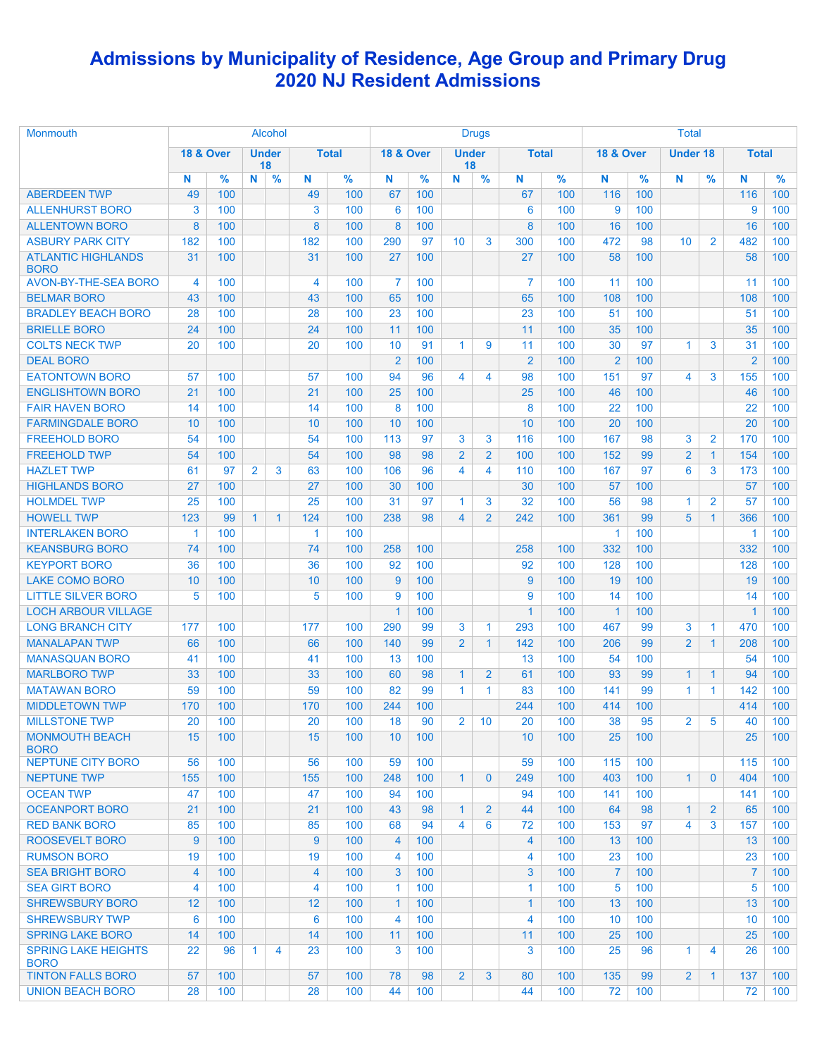# Admissions by Municipality of Residence, Age Group and Primary Drug
# 2020 NJ Resident Admissions

| Monmouth | Alcohol | | | | | | Drugs | | | | | | Total | | | | | |
|---|---|---|---|---|---|---|---|---|---|---|---|---|---|---|---|---|---|---|
| | 18 & Over | | Under 18 | | Total | | 18 & Over | | Under 18 | | Total | | 18 & Over | | Under 18 | | Total | |
| | N | % | N | % | N | % | N | % | N | % | N | % | N | % | N | % | N | % |
| ABERDEEN TWP | 49 | 100 | | | 49 | 100 | 67 | 100 | | | 67 | 100 | 116 | 100 | | | 116 | 100 |
| ALLENHURST BORO | 3 | 100 | | | 3 | 100 | 6 | 100 | | | 6 | 100 | 9 | 100 | | | 9 | 100 |
| ALLENTOWN BORO | 8 | 100 | | | 8 | 100 | 8 | 100 | | | 8 | 100 | 16 | 100 | | | 16 | 100 |
| ASBURY PARK CITY | 182 | 100 | | | 182 | 100 | 290 | 97 | 10 | 3 | 300 | 100 | 472 | 98 | 10 | 2 | 482 | 100 |
| ATLANTIC HIGHLANDS BORO | 31 | 100 | | | 31 | 100 | 27 | 100 | | | 27 | 100 | 58 | 100 | | | 58 | 100 |
| AVON-BY-THE-SEA BORO | 4 | 100 | | | 4 | 100 | 7 | 100 | | | 7 | 100 | 11 | 100 | | | 11 | 100 |
| BELMAR BORO | 43 | 100 | | | 43 | 100 | 65 | 100 | | | 65 | 100 | 108 | 100 | | | 108 | 100 |
| BRADLEY BEACH BORO | 28 | 100 | | | 28 | 100 | 23 | 100 | | | 23 | 100 | 51 | 100 | | | 51 | 100 |
| BRIELLE BORO | 24 | 100 | | | 24 | 100 | 11 | 100 | | | 11 | 100 | 35 | 100 | | | 35 | 100 |
| COLTS NECK TWP | 20 | 100 | | | 20 | 100 | 10 | 91 | 1 | 9 | 11 | 100 | 30 | 97 | 1 | 3 | 31 | 100 |
| DEAL BORO | | | | | | | 2 | 100 | | | 2 | 100 | 2 | 100 | | | 2 | 100 |
| EATONTOWN BORO | 57 | 100 | | | 57 | 100 | 94 | 96 | 4 | 4 | 98 | 100 | 151 | 97 | 4 | 3 | 155 | 100 |
| ENGLISHTOWN BORO | 21 | 100 | | | 21 | 100 | 25 | 100 | | | 25 | 100 | 46 | 100 | | | 46 | 100 |
| FAIR HAVEN BORO | 14 | 100 | | | 14 | 100 | 8 | 100 | | | 8 | 100 | 22 | 100 | | | 22 | 100 |
| FARMINGDALE BORO | 10 | 100 | | | 10 | 100 | 10 | 100 | | | 10 | 100 | 20 | 100 | | | 20 | 100 |
| FREEHOLD BORO | 54 | 100 | | | 54 | 100 | 113 | 97 | 3 | 3 | 116 | 100 | 167 | 98 | 3 | 2 | 170 | 100 |
| FREEHOLD TWP | 54 | 100 | | | 54 | 100 | 98 | 98 | 2 | 2 | 100 | 100 | 152 | 99 | 2 | 1 | 154 | 100 |
| HAZLET TWP | 61 | 97 | 2 | 3 | 63 | 100 | 106 | 96 | 4 | 4 | 110 | 100 | 167 | 97 | 6 | 3 | 173 | 100 |
| HIGHLANDS BORO | 27 | 100 | | | 27 | 100 | 30 | 100 | | | 30 | 100 | 57 | 100 | | | 57 | 100 |
| HOLMDEL TWP | 25 | 100 | | | 25 | 100 | 31 | 97 | 1 | 3 | 32 | 100 | 56 | 98 | 1 | 2 | 57 | 100 |
| HOWELL TWP | 123 | 99 | 1 | 1 | 124 | 100 | 238 | 98 | 4 | 2 | 242 | 100 | 361 | 99 | 5 | 1 | 366 | 100 |
| INTERLAKEN BORO | 1 | 100 | | | 1 | 100 | | | | | | | 1 | 100 | | | 1 | 100 |
| KEANSBURG BORO | 74 | 100 | | | 74 | 100 | 258 | 100 | | | 258 | 100 | 332 | 100 | | | 332 | 100 |
| KEYPORT BORO | 36 | 100 | | | 36 | 100 | 92 | 100 | | | 92 | 100 | 128 | 100 | | | 128 | 100 |
| LAKE COMO BORO | 10 | 100 | | | 10 | 100 | 9 | 100 | | | 9 | 100 | 19 | 100 | | | 19 | 100 |
| LITTLE SILVER BORO | 5 | 100 | | | 5 | 100 | 9 | 100 | | | 9 | 100 | 14 | 100 | | | 14 | 100 |
| LOCH ARBOUR VILLAGE | | | | | | | 1 | 100 | | | 1 | 100 | 1 | 100 | | | 1 | 100 |
| LONG BRANCH CITY | 177 | 100 | | | 177 | 100 | 290 | 99 | 3 | 1 | 293 | 100 | 467 | 99 | 3 | 1 | 470 | 100 |
| MANALAPAN TWP | 66 | 100 | | | 66 | 100 | 140 | 99 | 2 | 1 | 142 | 100 | 206 | 99 | 2 | 1 | 208 | 100 |
| MANASQUAN BORO | 41 | 100 | | | 41 | 100 | 13 | 100 | | | 13 | 100 | 54 | 100 | | | 54 | 100 |
| MARLBORO TWP | 33 | 100 | | | 33 | 100 | 60 | 98 | 1 | 2 | 61 | 100 | 93 | 99 | 1 | 1 | 94 | 100 |
| MATAWAN BORO | 59 | 100 | | | 59 | 100 | 82 | 99 | 1 | 1 | 83 | 100 | 141 | 99 | 1 | 1 | 142 | 100 |
| MIDDLETOWN TWP | 170 | 100 | | | 170 | 100 | 244 | 100 | | | 244 | 100 | 414 | 100 | | | 414 | 100 |
| MILLSTONE TWP | 20 | 100 | | | 20 | 100 | 18 | 90 | 2 | 10 | 20 | 100 | 38 | 95 | 2 | 5 | 40 | 100 |
| MONMOUTH BEACH BORO | 15 | 100 | | | 15 | 100 | 10 | 100 | | | 10 | 100 | 25 | 100 | | | 25 | 100 |
| NEPTUNE CITY BORO | 56 | 100 | | | 56 | 100 | 59 | 100 | | | 59 | 100 | 115 | 100 | | | 115 | 100 |
| NEPTUNE TWP | 155 | 100 | | | 155 | 100 | 248 | 100 | 1 | 0 | 249 | 100 | 403 | 100 | 1 | 0 | 404 | 100 |
| OCEAN TWP | 47 | 100 | | | 47 | 100 | 94 | 100 | | | 94 | 100 | 141 | 100 | | | 141 | 100 |
| OCEANPORT BORO | 21 | 100 | | | 21 | 100 | 43 | 98 | 1 | 2 | 44 | 100 | 64 | 98 | 1 | 2 | 65 | 100 |
| RED BANK BORO | 85 | 100 | | | 85 | 100 | 68 | 94 | 4 | 6 | 72 | 100 | 153 | 97 | 4 | 3 | 157 | 100 |
| ROOSEVELT BORO | 9 | 100 | | | 9 | 100 | 4 | 100 | | | 4 | 100 | 13 | 100 | | | 13 | 100 |
| RUMSON BORO | 19 | 100 | | | 19 | 100 | 4 | 100 | | | 4 | 100 | 23 | 100 | | | 23 | 100 |
| SEA BRIGHT BORO | 4 | 100 | | | 4 | 100 | 3 | 100 | | | 3 | 100 | 7 | 100 | | | 7 | 100 |
| SEA GIRT BORO | 4 | 100 | | | 4 | 100 | 1 | 100 | | | 1 | 100 | 5 | 100 | | | 5 | 100 |
| SHREWSBURY BORO | 12 | 100 | | | 12 | 100 | 1 | 100 | | | 1 | 100 | 13 | 100 | | | 13 | 100 |
| SHREWSBURY TWP | 6 | 100 | | | 6 | 100 | 4 | 100 | | | 4 | 100 | 10 | 100 | | | 10 | 100 |
| SPRING LAKE BORO | 14 | 100 | | | 14 | 100 | 11 | 100 | | | 11 | 100 | 25 | 100 | | | 25 | 100 |
| SPRING LAKE HEIGHTS BORO | 22 | 96 | 1 | 4 | 23 | 100 | 3 | 100 | | | 3 | 100 | 25 | 96 | 1 | 4 | 26 | 100 |
| TINTON FALLS BORO | 57 | 100 | | | 57 | 100 | 78 | 98 | 2 | 3 | 80 | 100 | 135 | 99 | 2 | 1 | 137 | 100 |
| UNION BEACH BORO | 28 | 100 | | | 28 | 100 | 44 | 100 | | | 44 | 100 | 72 | 100 | | | 72 | 100 |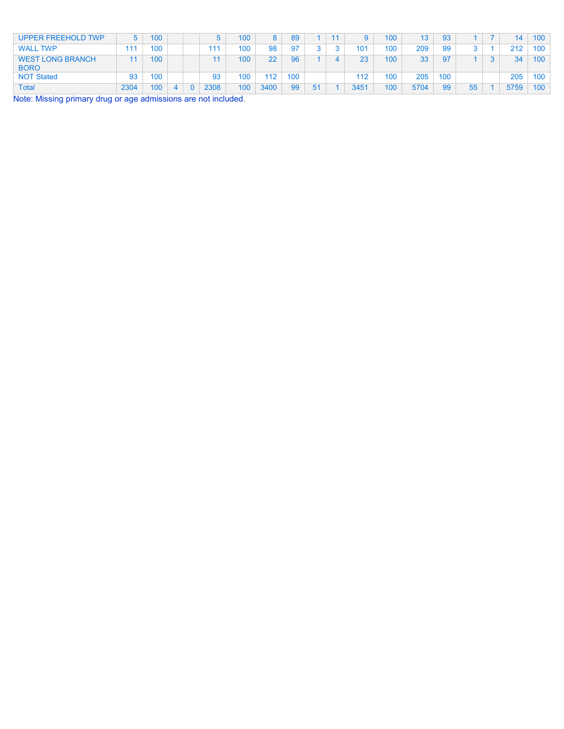| | | | | | | | | | | | | | | | | |
|---|---|---|---|---|---|---|---|---|---|---|---|---|---|---|---|---|
| UPPER FREEHOLD TWP | 5 | 100 | | | 5 | 100 | 8 | 89 | 1 | 11 | 9 | 100 | 13 | 93 | 1 | 7 | 14 | 100 |
| WALL TWP | 111 | 100 | | | 111 | 100 | 98 | 97 | 3 | 3 | 101 | 100 | 209 | 99 | 3 | 1 | 212 | 100 |
| WEST LONG BRANCH BORO | 11 | 100 | | | 11 | 100 | 22 | 96 | 1 | 4 | 23 | 100 | 33 | 97 | 1 | 3 | 34 | 100 |
| NOT Stated | 93 | 100 | | | 93 | 100 | 112 | 100 | | | 112 | 100 | 205 | 100 | | | 205 | 100 |
| Total | 2304 | 100 | 4 | 0 | 2308 | 100 | 3400 | 99 | 51 | 1 | 3451 | 100 | 5704 | 99 | 55 | 1 | 5759 | 100 |

Note: Missing primary drug or age admissions are not included.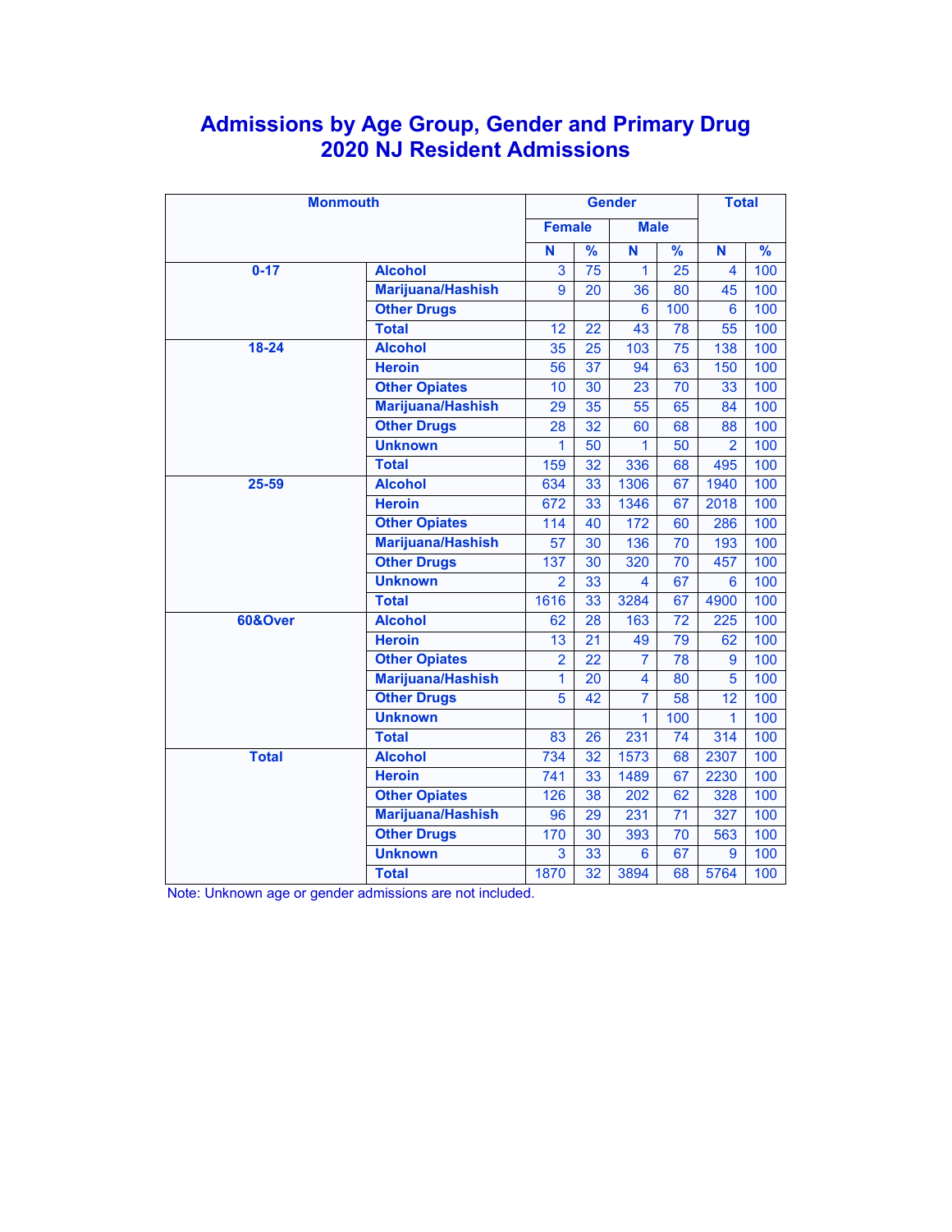# Admissions by Age Group, Gender and Primary Drug
# 2020 NJ Resident Admissions

| Monmouth | | Gender | | | | Total | |
|---|---|---|---|---|---|---|---|
| | | Female | | Male | | | |
| | | N | % | N | % | N | % |
| 0-17 | Alcohol | 3 | 75 | 1 | 25 | 4 | 100 |
| | Marijuana/Hashish | 9 | 20 | 36 | 80 | 45 | 100 |
| | Other Drugs | | | 6 | 100 | 6 | 100 |
| | Total | 12 | 22 | 43 | 78 | 55 | 100 |
| 18-24 | Alcohol | 35 | 25 | 103 | 75 | 138 | 100 |
| | Heroin | 56 | 37 | 94 | 63 | 150 | 100 |
| | Other Opiates | 10 | 30 | 23 | 70 | 33 | 100 |
| | Marijuana/Hashish | 29 | 35 | 55 | 65 | 84 | 100 |
| | Other Drugs | 28 | 32 | 60 | 68 | 88 | 100 |
| | Unknown | 1 | 50 | 1 | 50 | 2 | 100 |
| | Total | 159 | 32 | 336 | 68 | 495 | 100 |
| 25-59 | Alcohol | 634 | 33 | 1306 | 67 | 1940 | 100 |
| | Heroin | 672 | 33 | 1346 | 67 | 2018 | 100 |
| | Other Opiates | 114 | 40 | 172 | 60 | 286 | 100 |
| | Marijuana/Hashish | 57 | 30 | 136 | 70 | 193 | 100 |
| | Other Drugs | 137 | 30 | 320 | 70 | 457 | 100 |
| | Unknown | 2 | 33 | 4 | 67 | 6 | 100 |
| | Total | 1616 | 33 | 3284 | 67 | 4900 | 100 |
| 60&Over | Alcohol | 62 | 28 | 163 | 72 | 225 | 100 |
| | Heroin | 13 | 21 | 49 | 79 | 62 | 100 |
| | Other Opiates | 2 | 22 | 7 | 78 | 9 | 100 |
| | Marijuana/Hashish | 1 | 20 | 4 | 80 | 5 | 100 |
| | Other Drugs | 5 | 42 | 7 | 58 | 12 | 100 |
| | Unknown | | | 1 | 100 | 1 | 100 |
| | Total | 83 | 26 | 231 | 74 | 314 | 100 |
| Total | Alcohol | 734 | 32 | 1573 | 68 | 2307 | 100 |
| | Heroin | 741 | 33 | 1489 | 67 | 2230 | 100 |
| | Other Opiates | 126 | 38 | 202 | 62 | 328 | 100 |
| | Marijuana/Hashish | 96 | 29 | 231 | 71 | 327 | 100 |
| | Other Drugs | 170 | 30 | 393 | 70 | 563 | 100 |
| | Unknown | 3 | 33 | 6 | 67 | 9 | 100 |
| | Total | 1870 | 32 | 3894 | 68 | 5764 | 100 |

Note: Unknown age or gender admissions are not included.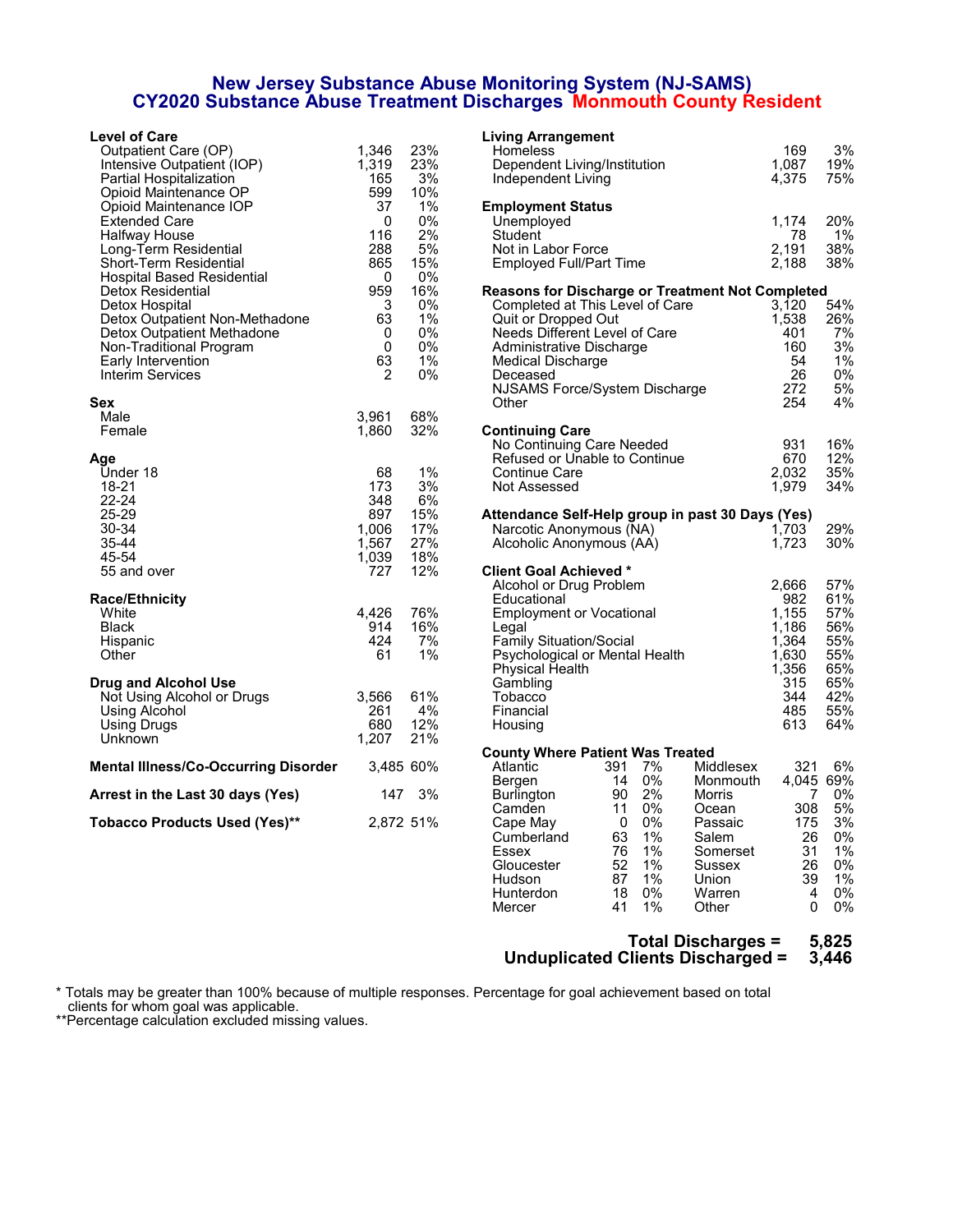# New Jersey Substance Abuse Monitoring System (NJ-SAMS)

## CY2020 Substance Abuse Treatment Discharges Monmouth County Resident

| Level of Care | | |
|---|---|---|
| Outpatient Care (OP) | 1,346 | 23% |
| Intensive Outpatient (IOP) | 1,319 | 23% |
| Partial Hospitalization | 165 | 3% |
| Opioid Maintenance OP | 599 | 10% |
| Opioid Maintenance IOP | 37 | 1% |
| Extended Care | 0 | 0% |
| Halfway House | 116 | 2% |
| Long-Term Residential | 288 | 5% |
| Short-Term Residential | 865 | 15% |
| Hospital Based Residential | 0 | 0% |
| Detox Residential | 959 | 16% |
| Detox Hospital | 3 | 0% |
| Detox Outpatient Non-Methadone | 63 | 1% |
| Detox Outpatient Methadone | 0 | 0% |
| Non-Traditional Program | 0 | 0% |
| Early Intervention | 63 | 1% |
| Interim Services | 2 | 0% |

| Sex | | |
|---|---|---|
| Male | 3,961 | 68% |
| Female | 1,860 | 32% |

| Age | | |
|---|---|---|
| Under 18 | 68 | 1% |
| 18-21 | 173 | 3% |
| 22-24 | 348 | 6% |
| 25-29 | 897 | 15% |
| 30-34 | 1,006 | 17% |
| 35-44 | 1,567 | 27% |
| 45-54 | 1,039 | 18% |
| 55 and over | 727 | 12% |

| Race/Ethnicity | | |
|---|---|---|
| White | 4,426 | 76% |
| Black | 914 | 16% |
| Hispanic | 424 | 7% |
| Other | 61 | 1% |

| Drug and Alcohol Use | | |
|---|---|---|
| Not Using Alcohol or Drugs | 3,566 | 61% |
| Using Alcohol | 261 | 4% |
| Using Drugs | 680 | 12% |
| Unknown | 1,207 | 21% |

| | | |
|---|---|---|
| **Mental Illness/Co-Occurring Disorder** | 3,485 | 60% |
| **Arrest in the Last 30 days (Yes)** | 147 | 3% |
| **Tobacco Products Used (Yes)**** | 2,872 | 51% |

| Living Arrangement | | |
|---|---|---|
| Homeless | 169 | 3% |
| Dependent Living/Institution | 1,087 | 19% |
| Independent Living | 4,375 | 75% |

| Employment Status | | |
|---|---|---|
| Unemployed | 1,174 | 20% |
| Student | 78 | 1% |
| Not in Labor Force | 2,191 | 38% |
| Employed Full/Part Time | 2,188 | 38% |

| Reasons for Discharge or Treatment Not Completed | | |
|---|---|---|
| Completed at This Level of Care | 3,120 | 54% |
| Quit or Dropped Out | 1,538 | 26% |
| Needs Different Level of Care | 401 | 7% |
| Administrative Discharge | 160 | 3% |
| Medical Discharge | 54 | 1% |
| Deceased | 26 | 0% |
| NJSAMS Force/System Discharge | 272 | 5% |
| Other | 254 | 4% |

| Continuing Care | | |
|---|---|---|
| No Continuing Care Needed | 931 | 16% |
| Refused or Unable to Continue | 670 | 12% |
| Continue Care | 2,032 | 35% |
| Not Assessed | 1,979 | 34% |

| Attendance Self-Help group in past 30 Days (Yes) | | |
|---|---|---|
| Narcotic Anonymous (NA) | 1,703 | 29% |
| Alcoholic Anonymous (AA) | 1,723 | 30% |

| Client Goal Achieved * | | |
|---|---|---|
| Alcohol or Drug Problem | 2,666 | 57% |
| Educational | 982 | 61% |
| Employment or Vocational | 1,155 | 57% |
| Legal | 1,186 | 56% |
| Family Situation/Social | 1,364 | 55% |
| Psychological or Mental Health | 1,630 | 55% |
| Physical Health | 1,356 | 65% |
| Gambling | 315 | 65% |
| Tobacco | 344 | 42% |
| Financial | 485 | 55% |
| Housing | 613 | 64% |

| County Where Patient Was Treated | | | | | |
|---|---|---|---|---|---|
| Atlantic | 391 | 7% | Middlesex | 321 | 6% |
| Bergen | 14 | 0% | Monmouth | 4,045 | 69% |
| Burlington | 90 | 2% | Morris | 7 | 0% |
| Camden | 11 | 0% | Ocean | 308 | 5% |
| Cape May | 0 | 0% | Passaic | 175 | 3% |
| Cumberland | 63 | 1% | Salem | 26 | 0% |
| Essex | 76 | 1% | Somerset | 31 | 1% |
| Gloucester | 52 | 1% | Sussex | 26 | 0% |
| Hudson | 87 | 1% | Union | 39 | 1% |
| Hunterdon | 18 | 0% | Warren | 4 | 0% |
| Mercer | 41 | 1% | Other | 0 | 0% |

**Total Discharges = 5,825**
**Unduplicated Clients Discharged = 3,446**

* Totals may be greater than 100% because of multiple responses. Percentage for goal achievement based on total clients for whom goal was applicable.
**Percentage calculation excluded missing values.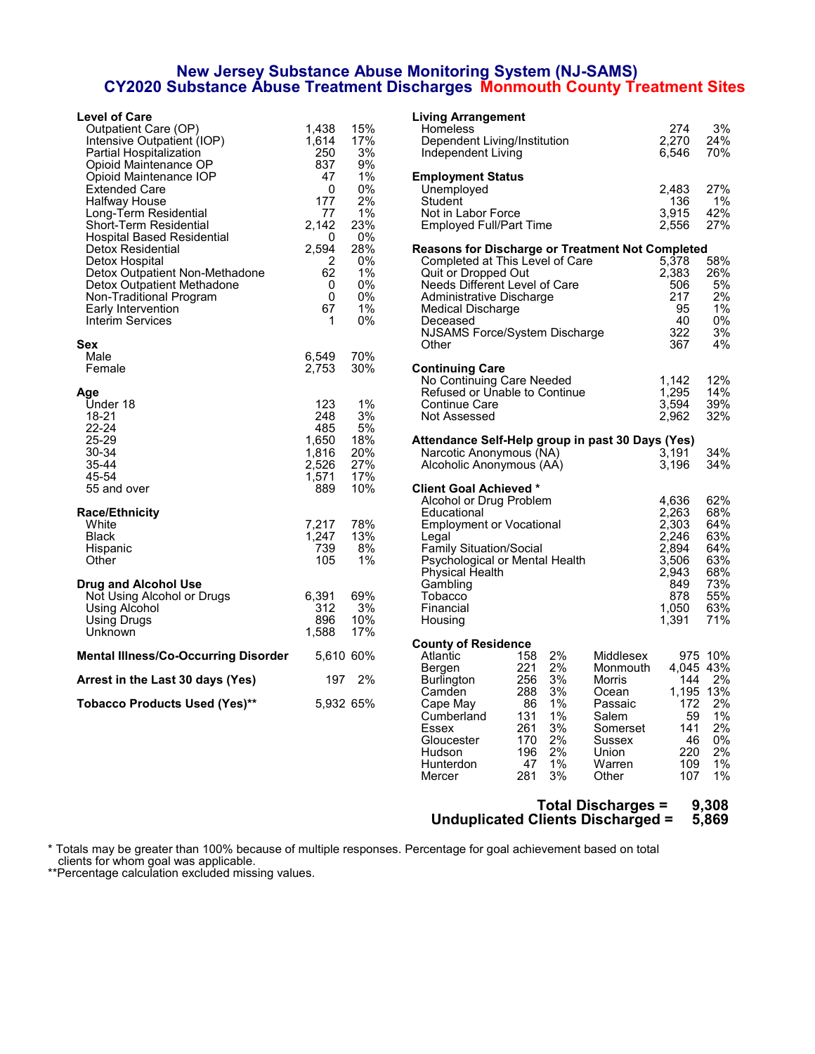# New Jersey Substance Abuse Monitoring System (NJ-SAMS)
## CY2020 Substance Abuse Treatment Discharges Monmouth County Treatment Sites

| Level of Care | | |
|---|---|---|
| Outpatient Care (OP) | 1,438 | 15% |
| Intensive Outpatient (IOP) | 1,614 | 17% |
| Partial Hospitalization | 250 | 3% |
| Opioid Maintenance OP | 837 | 9% |
| Opioid Maintenance IOP | 47 | 1% |
| Extended Care | 0 | 0% |
| Halfway House | 177 | 2% |
| Long-Term Residential | 77 | 1% |
| Short-Term Residential | 2,142 | 23% |
| Hospital Based Residential | 0 | 0% |
| Detox Residential | 2,594 | 28% |
| Detox Hospital | 2 | 0% |
| Detox Outpatient Non-Methadone | 62 | 1% |
| Detox Outpatient Methadone | 0 | 0% |
| Non-Traditional Program | 0 | 0% |
| Early Intervention | 67 | 1% |
| Interim Services | 1 | 0% |

| Sex | | |
|---|---|---|
| Male | 6,549 | 70% |
| Female | 2,753 | 30% |

| Age | | |
|---|---|---|
| Under 18 | 123 | 1% |
| 18-21 | 248 | 3% |
| 22-24 | 485 | 5% |
| 25-29 | 1,650 | 18% |
| 30-34 | 1,816 | 20% |
| 35-44 | 2,526 | 27% |
| 45-54 | 1,571 | 17% |
| 55 and over | 889 | 10% |

| Race/Ethnicity | | |
|---|---|---|
| White | 7,217 | 78% |
| Black | 1,247 | 13% |
| Hispanic | 739 | 8% |
| Other | 105 | 1% |

| Drug and Alcohol Use | | |
|---|---|---|
| Not Using Alcohol or Drugs | 6,391 | 69% |
| Using Alcohol | 312 | 3% |
| Using Drugs | 896 | 10% |
| Unknown | 1,588 | 17% |

| | | |
|---|---|---|
| **Mental Illness/Co-Occurring Disorder** | 5,610 | 60% |
| **Arrest in the Last 30 days (Yes)** | 197 | 2% |
| **Tobacco Products Used (Yes)**** | 5,932 | 65% |

| Living Arrangement | | |
|---|---|---|
| Homeless | 274 | 3% |
| Dependent Living/Institution | 2,270 | 24% |
| Independent Living | 6,546 | 70% |

| Employment Status | | |
|---|---|---|
| Unemployed | 2,483 | 27% |
| Student | 136 | 1% |
| Not in Labor Force | 3,915 | 42% |
| Employed Full/Part Time | 2,556 | 27% |

| Reasons for Discharge or Treatment Not Completed | | |
|---|---|---|
| Completed at This Level of Care | 5,378 | 58% |
| Quit or Dropped Out | 2,383 | 26% |
| Needs Different Level of Care | 506 | 5% |
| Administrative Discharge | 217 | 2% |
| Medical Discharge | 95 | 1% |
| Deceased | 40 | 0% |
| NJSAMS Force/System Discharge | 322 | 3% |
| Other | 367 | 4% |

| Continuing Care | | |
|---|---|---|
| No Continuing Care Needed | 1,142 | 12% |
| Refused or Unable to Continue | 1,295 | 14% |
| Continue Care | 3,594 | 39% |
| Not Assessed | 2,962 | 32% |

| Attendance Self-Help group in past 30 Days (Yes) | | |
|---|---|---|
| Narcotic Anonymous (NA) | 3,191 | 34% |
| Alcoholic Anonymous (AA) | 3,196 | 34% |

| Client Goal Achieved * | | |
|---|---|---|
| Alcohol or Drug Problem | 4,636 | 62% |
| Educational | 2,263 | 68% |
| Employment or Vocational | 2,303 | 64% |
| Legal | 2,246 | 63% |
| Family Situation/Social | 2,894 | 64% |
| Psychological or Mental Health | 3,506 | 63% |
| Physical Health | 2,943 | 68% |
| Gambling | 849 | 73% |
| Tobacco | 878 | 55% |
| Financial | 1,050 | 63% |
| Housing | 1,391 | 71% |

| County of Residence | | | | | |
|---|---|---|---|---|---|
| Atlantic | 158 | 2% | Middlesex | 975 | 10% |
| Bergen | 221 | 2% | Monmouth | 4,045 | 43% |
| Burlington | 256 | 3% | Morris | 144 | 2% |
| Camden | 288 | 3% | Ocean | 1,195 | 13% |
| Cape May | 86 | 1% | Passaic | 172 | 2% |
| Cumberland | 131 | 1% | Salem | 59 | 1% |
| Essex | 261 | 3% | Somerset | 141 | 2% |
| Gloucester | 170 | 2% | Sussex | 46 | 0% |
| Hudson | 196 | 2% | Union | 220 | 2% |
| Hunterdon | 47 | 1% | Warren | 109 | 1% |
| Mercer | 281 | 3% | Other | 107 | 1% |

**Total Discharges = 9,308**
**Unduplicated Clients Discharged = 5,869**

\* Totals may be greater than 100% because of multiple responses. Percentage for goal achievement based on total clients for whom goal was applicable.
**Percentage calculation excluded missing values.